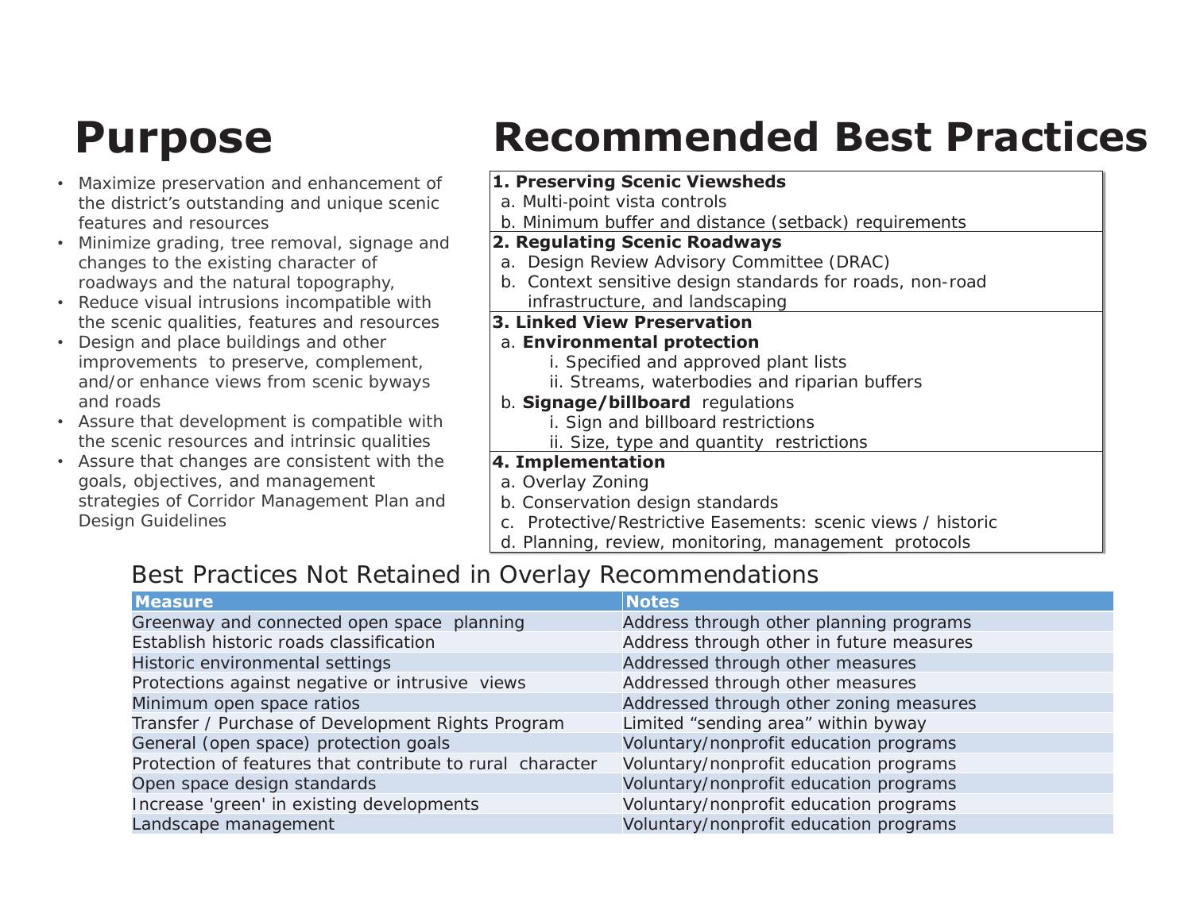# Purpose

- Maximize preservation and enhancement of the district's outstanding and unique scenic features and resources
- Minimize grading, tree removal, signage and changes to the existing character of roadways and the natural topography,
- Reduce visual intrusions incompatible with the scenic qualities, features and resources
- Design and place buildings and other improvements to preserve, complement, and/or enhance views from scenic byways and roads
- Assure that development is compatible with the scenic resources and intrinsic qualities
- Assure that changes are consistent with the goals, objectives, and management strategies of Corridor Management Plan and Design Guidelines

# Recommended Best Practices

**1. Preserving Scenic Viewsheds**

a. Multi-point vista controls
b. Minimum buffer and distance (setback) requirements

**2. Regulating Scenic Roadways**

a. Design Review Advisory Committee (DRAC)
b. Context sensitive design standards for roads, non-road infrastructure, and landscaping

**3. Linked View Preservation**

a. **Environmental protection**
   i. Specified and approved plant lists
   ii. Streams, waterbodies and riparian buffers
b. **Signage/billboard** regulations
   i. Sign and billboard restrictions
   ii. Size, type and quantity restrictions

**4. Implementation**

a. Overlay Zoning
b. Conservation design standards
c. Protective/Restrictive Easements: scenic views / historic
d. Planning, review, monitoring, management protocols

## Best Practices Not Retained in Overlay Recommendations

| Measure | Notes |
|---|---|
| Greenway and connected open space planning | Address through other planning programs |
| Establish historic roads classification | Address through other in future measures |
| Historic environmental settings | Addressed through other measures |
| Protections against negative or intrusive views | Addressed through other measures |
| Minimum open space ratios | Addressed through other zoning measures |
| Transfer / Purchase of Development Rights Program | Limited "sending area" within byway |
| General (open space) protection goals | Voluntary/nonprofit education programs |
| Protection of features that contribute to rural character | Voluntary/nonprofit education programs |
| Open space design standards | Voluntary/nonprofit education programs |
| Increase 'green' in existing developments | Voluntary/nonprofit education programs |
| Landscape management | Voluntary/nonprofit education programs |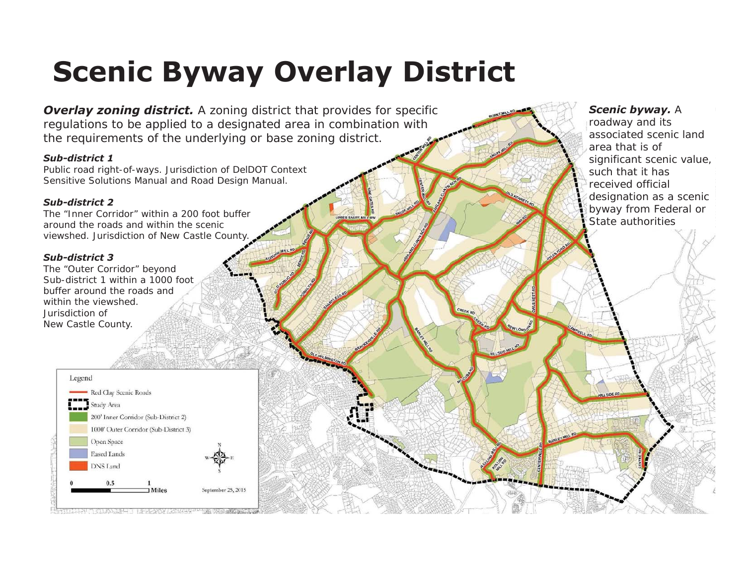# Scenic Byway Overlay District

***Overlay zoning district.*** A zoning district that provides for specific regulations to be applied to a designated area in combination with the requirements of the underlying or base zoning district.

***Sub-district 1***

Public road right-of-ways. Jurisdiction of DelDOT Context Sensitive Solutions Manual and Road Design Manual.

***Sub-district 2***

The "Inner Corridor" within a 200 foot buffer around the roads and within the scenic viewshed. Jurisdiction of New Castle County.

***Sub-district 3***

The "Outer Corridor" beyond Sub-district 1 within a 1000 foot buffer around the roads and within the viewshed. Jurisdiction of New Castle County.

***Scenic byway.*** A roadway and its associated scenic land area that is of significant scenic value, such that it has received official designation as a scenic byway from Federal or State authorities

Legend

- Red Clay Scenic Roads
- Study Area
- 200' Inner Corridor (Sub-District 2)
- 1000' Outer Corridor (Sub-District 3)
- Open Space
- Eased Lands
- DNS Land

0 0.5 1 Miles

September 25, 2015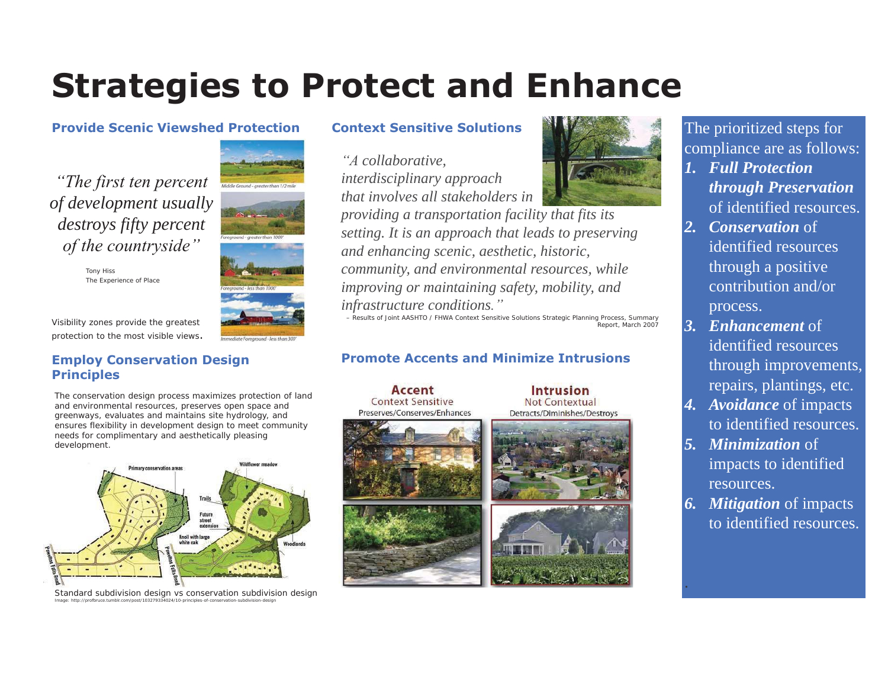# Strategies to Protect and Enhance

## Provide Scenic Viewshed Protection

*"The first ten percent of development usually destroys fifty percent of the countryside"*

Tony Hiss
The Experience of Place

*Middle Ground - greater than 1/2 mile*

*Foreground - greater than 1000'*

*Foreground - less than 1000'*

*Immediate Foreground - less than 300'*

Visibility zones provide the greatest protection to the most visible views.

## Employ Conservation Design Principles

The conservation design process maximizes protection of land and environmental resources, preserves open space and greenways, evaluates and maintains site hydrology, and ensures flexibility in development design to meet community needs for complimentary and aesthetically pleasing development.

Primary conservation areas | Trails | Future street extension | Knoll with large white oak | Wildflower meadow | Woodlands | Pawlton Falls Road

Standard subdivision design vs conservation subdivision design

Image: http://profbruce.tumblr.com/post/103279334024/10-principles-of-conservation-subdivision-design

## Context Sensitive Solutions

*"A collaborative, interdisciplinary approach that involves all stakeholders in providing a transportation facility that fits its setting. It is an approach that leads to preserving and enhancing scenic, aesthetic, historic, community, and environmental resources, while improving or maintaining safety, mobility, and infrastructure conditions."*

– Results of Joint AASHTO / FHWA Context Sensitive Solutions Strategic Planning Process, Summary Report, March 2007

## Promote Accents and Minimize Intrusions

| Accent | Intrusion |
| --- | --- |
| Context Sensitive | Not Contextual |
| Preserves/Conserves/Enhances | Detracts/Diminishes/Destroys |

The prioritized steps for compliance are as follows:

1. ***Full Protection through Preservation*** of identified resources.
2. ***Conservation*** of identified resources through a positive contribution and/or process.
3. ***Enhancement*** of identified resources through improvements, repairs, plantings, etc.
4. ***Avoidance*** of impacts to identified resources.
5. ***Minimization*** of impacts to identified resources.
6. ***Mitigation*** of impacts to identified resources.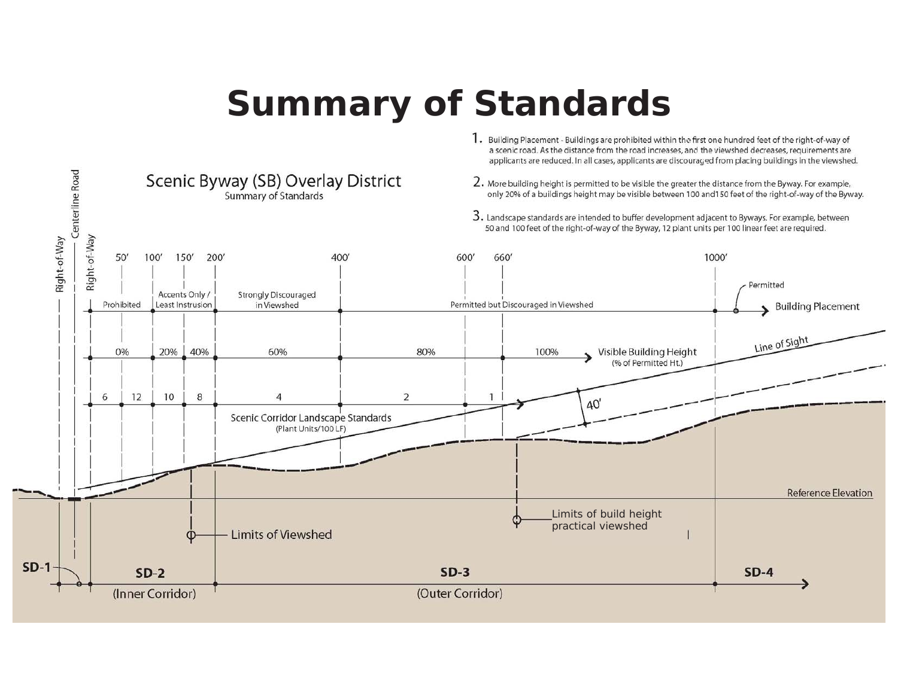# Summary of Standards

## Scenic Byway (SB) Overlay District

Summary of Standards

1. Building Placement - Buildings are prohibited within the first one hundred feet of the right-of-way of a scenic road. As the distance from the road increases, and the viewshed decreases, requirements are applicants are reduced. In all cases, applicants are discouraged from placing buildings in the viewshed.

2. More building height is permitted to be visible the greater the distance from the Byway. For example, only 20% of a buildings height may be visible between 100 and150 feet of the right-of-way of the Byway.

3. Landscape standards are intended to buffer development adjacent to Byways. For example, between 50 and 100 feet of the right-of-way of the Byway, 12 plant units per 100 linear feet are required.

Right-of-Way | Centerline Road | Right-of-Way

| Distance | 0–50' | 50'–100' | 100'–150' | 150'–200' | 200'–400' | 400'–600' | 600'–660' | 660'–1000' | 1000'+ |
|---|---|---|---|---|---|---|---|---|---|
| Building Placement | Prohibited | | Accents Only / Least Instrusion | | Strongly Discouraged in Viewshed | Permitted but Discouraged in Viewshed | | | Permitted |
| Visible Building Height (% of Permitted Ht.) | 0% | | 20% | 40% | 60% | 80% | | 100% | |
| Scenic Corridor Landscape Standards (Plant Units/100 LF) | 6 | 12 | 10 | 8 | 4 | 2 | 1 | | |

Line of Sight

40'

Reference Elevation

Limits of Viewshed

Limits of build height practical viewshed

SD-1

SD-2 (Inner Corridor)

SD-3 (Outer Corridor)

SD-4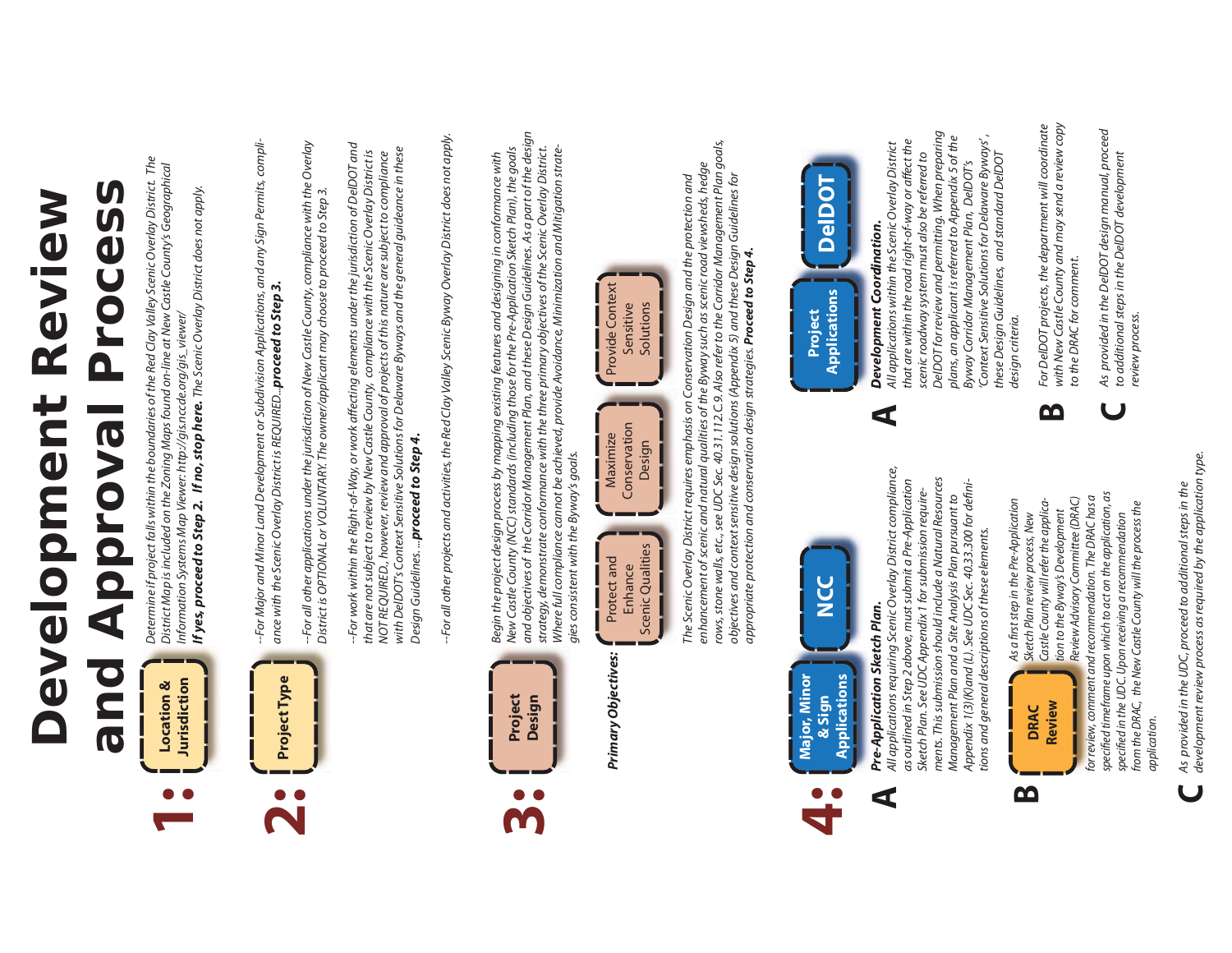# Development Review and Approval Process

## 1: Location & Jurisdiction

*Determine if project falls within the boundaries of the Red Clay Valley Scenic Overlay District. The District Map is included on the Zoning Maps found on-line at New Castle County's Geographical Information Systems Map Viewer: http://gis.nccde.org/gis_viewer/*
***If yes, proceed to Step 2. If no, stop here.*** *The Scenic Overlay District does not apply.*

## 2: Project Type

*--For Major and Minor Land Development or Subdivision Applications, and any Sign Permits, compliance with the Scenic Overlay District is REQUIRED...**proceed to Step 3.***

*--For all other applications under the jurisdiction of New Castle County, compliance with the Overlay District is OPTIONAL or VOLUNTARY. The owner/applicant may choose to proceed to Step 3.*

*--For work within the Right-of-Way, or work affecting elements under the jurisdiction of DelDOT and that are not subject to review by New Castle County, compliance with the Scenic Overlay District is NOT REQUIRED, however, review and approval of projects of this nature are subject to compliance with DelDOT's Context Sensitive Solutions for Delaware Byways and the general guideance in these Design Guidelines...**proceed to Step 4.***

*--For all other projects and activities, the Red Clay Valley Scenic Byway Overlay District does not apply.*

## 3: Project Design

*Begin the project design process by mapping existing features and designing in conformance with New Castle County (NCC) standards (including those for the Pre-Application Sketch Plan), the goals and objectives of the Corridor Management Plan, and these Design Guidelines. As a part of the design strategy, demonstrate conformance with the three primary objectives of the Scenic Overlay District. Where full compliance cannot be achieved, provide Avoidance, Minimization and Mitigation strategies consistent with the Byway's goals.*

***Primary Objectives:***
- Protect and Enhance Scenic Qualities
- Maximize Conservation Design
- Provide Context Sensitive Solutions

*The Scenic Overlay District requires emphasis on Conservation Design and the protection and enhancement of scenic and natural qualities of the Byway such as scenic road viewsheds, hedge rows, stone walls, etc., see UDC Sec. 40.31.112.C.9. Also refer to the Corridor Management Plan goals, objectives and context sensitive design solutions (Appendix 5) and these Design Guidelines for appropriate protection and conservation design strategies.* ***Proceed to Step 4.***

## 4:

### NCC — Major, Minor & Sign Applications

**A** ***Pre-Application Sketch Plan.***
*All applications requiring Scenic Overlay District compliance, as outlined in Step 2 above, must submit a Pre-Application Sketch Plan. See UDC Appendix 1 for submission requirements. This submission should include a Natural Resources Management Plan and a Site Analysis Plan pursuant to Appendix 1(3)(K)and (L). See UDC Sec. 40.33.300 for definitions and general descriptions of these elements.*

**B** **DRAC Review**
*As a first step in the Pre-Application Sketch Plan review process, New Castle County will refer the application to the Byway's Development Review Advisory Committee (DRAC) for review, comment and recommendation. The DRAC has a specified timeframe upon which to act on the application, as specified in the UDC. Upon receiving a recommendation from the DRAC, the New Castle County will the process the application.*

**C** *As provided in the UDC, proceed to additional steps in the development review process as required by the application type.*

### DelDOT — Project Applications

**A** ***Development Coordination.***
*All applications within the Scenic Overlay District that are within the road right-of-way or affect the scenic roadway system must also be referred to DelDOT for review and permitting. When preparing plans, an applicant is referred to Appendix 5 of the Byway Corridor Management Plan, DelDOT's 'Context Sensitive Solutions for Delaware Byways', these Design Guidelines, and standard DelDOT design criteria.*

**B** *For DelDOT projects, the department will coordinate with New Castle County and may send a review copy to the DRAC for comment.*

**C** *As provided in the DelDOT design manual, proceed to additional steps in the DelDOT development review process.*